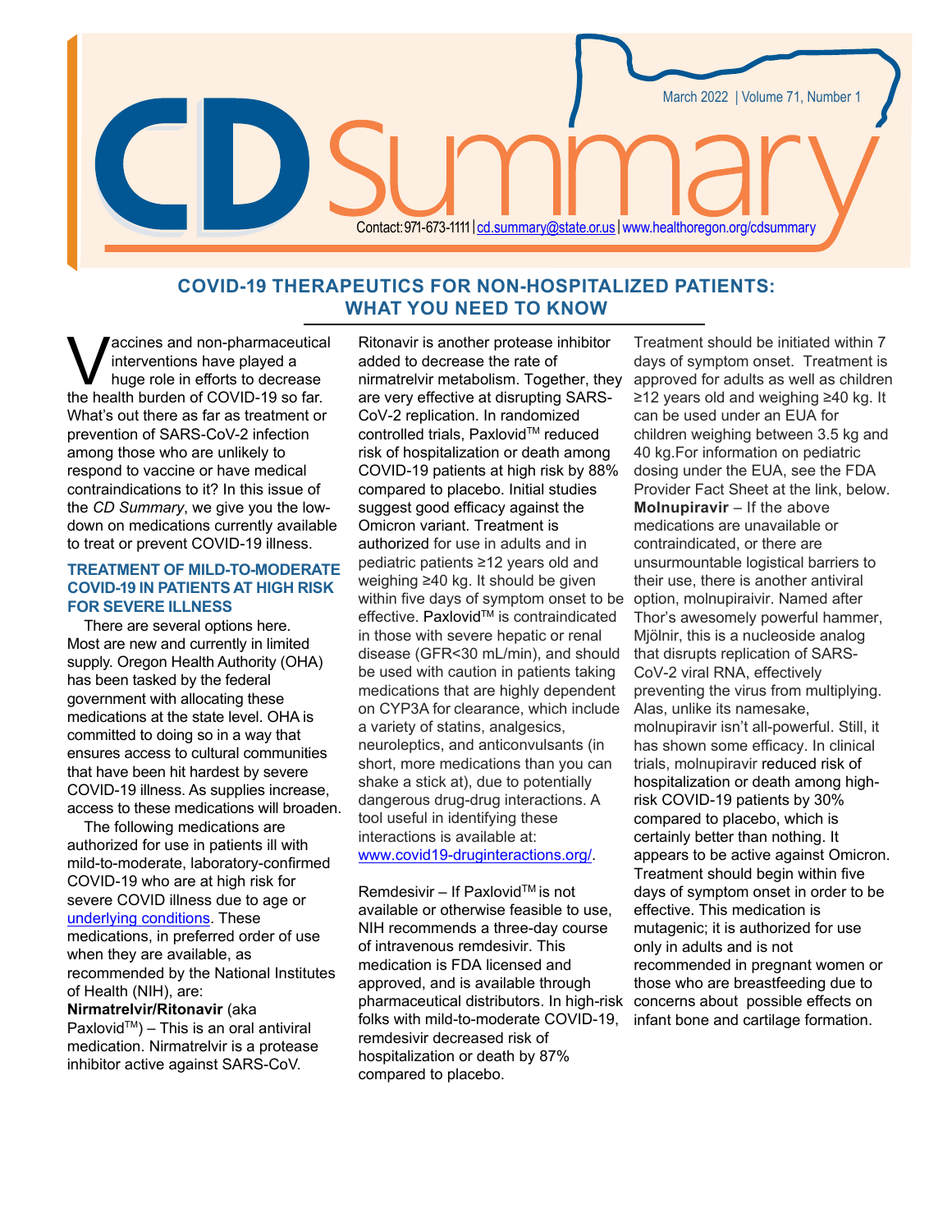# CD Summary

March 2022 | Volume 71, Number 1

Contact: 971-673-1111 | cd.summary@state.or.us | www.healthoregon.org/cdsummary

## COVID-19 THERAPEUTICS FOR NON-HOSPITALIZED PATIENTS: WHAT YOU NEED TO KNOW

Vaccines and non-pharmaceutical interventions have played a huge role in efforts to decrease the health burden of COVID-19 so far. What's out there as far as treatment or prevention of SARS-CoV-2 infection among those who are unlikely to respond to vaccine or have medical contraindications to it? In this issue of the *CD Summary*, we give you the low-down on medications currently available to treat or prevent COVID-19 illness.

### TREATMENT OF MILD-TO-MODERATE COVID-19 IN PATIENTS AT HIGH RISK FOR SEVERE ILLNESS

There are several options here. Most are new and currently in limited supply. Oregon Health Authority (OHA) has been tasked by the federal government with allocating these medications at the state level. OHA is committed to doing so in a way that ensures access to cultural communities that have been hit hardest by severe COVID-19 illness. As supplies increase, access to these medications will broaden.

The following medications are authorized for use in patients ill with mild-to-moderate, laboratory-confirmed COVID-19 who are at high risk for severe COVID illness due to age or [underlying conditions](). These medications, in preferred order of use when they are available, as recommended by the National Institutes of Health (NIH), are:

**Nirmatrelvir/Ritonavir** (aka Paxlovid™) – This is an oral antiviral medication. Nirmatrelvir is a protease inhibitor active against SARS-CoV. Ritonavir is another protease inhibitor added to decrease the rate of nirmatrelvir metabolism. Together, they are very effective at disrupting SARS-CoV-2 replication. In randomized controlled trials, Paxlovid™ reduced risk of hospitalization or death among COVID-19 patients at high risk by 88% compared to placebo. Initial studies suggest good efficacy against the Omicron variant. Treatment is authorized for use in adults and in pediatric patients ≥12 years old and weighing ≥40 kg. It should be given within five days of symptom onset to be effective. Paxlovid™ is contraindicated in those with severe hepatic or renal disease (GFR<30 mL/min), and should be used with caution in patients taking medications that are highly dependent on CYP3A for clearance, which include a variety of statins, analgesics, neuroleptics, and anticonvulsants (in short, more medications than you can shake a stick at), due to potentially dangerous drug-drug interactions. A tool useful in identifying these interactions is available at: [www.covid19-druginteractions.org/](www.covid19-druginteractions.org/).

Remdesivir – If Paxlovid™ is not available or otherwise feasible to use, NIH recommends a three-day course of intravenous remdesivir. This medication is FDA licensed and approved, and is available through pharmaceutical distributors. In high-risk folks with mild-to-moderate COVID-19, remdesivir decreased risk of hospitalization or death by 87% compared to placebo. Treatment should be initiated within 7 days of symptom onset. Treatment is approved for adults as well as children ≥12 years old and weighing ≥40 kg. It can be used under an EUA for children weighing between 3.5 kg and 40 kg.For information on pediatric dosing under the EUA, see the FDA Provider Fact Sheet at the link, below.

**Molnupiravir** – If the above medications are unavailable or contraindicated, or there are unsurmountable logistical barriers to their use, there is another antiviral option, molnupiraivir. Named after Thor's awesomely powerful hammer, Mjölnir, this is a nucleoside analog that disrupts replication of SARS-CoV-2 viral RNA, effectively preventing the virus from multiplying. Alas, unlike its namesake, molnupiravir isn't all-powerful. Still, it has shown some efficacy. In clinical trials, molnupiravir reduced risk of hospitalization or death among high-risk COVID-19 patients by 30% compared to placebo, which is certainly better than nothing. It appears to be active against Omicron. Treatment should begin within five days of symptom onset in order to be effective. This medication is mutagenic; it is authorized for use only in adults and is not recommended in pregnant women or those who are breastfeeding due to concerns about possible effects on infant bone and cartilage formation.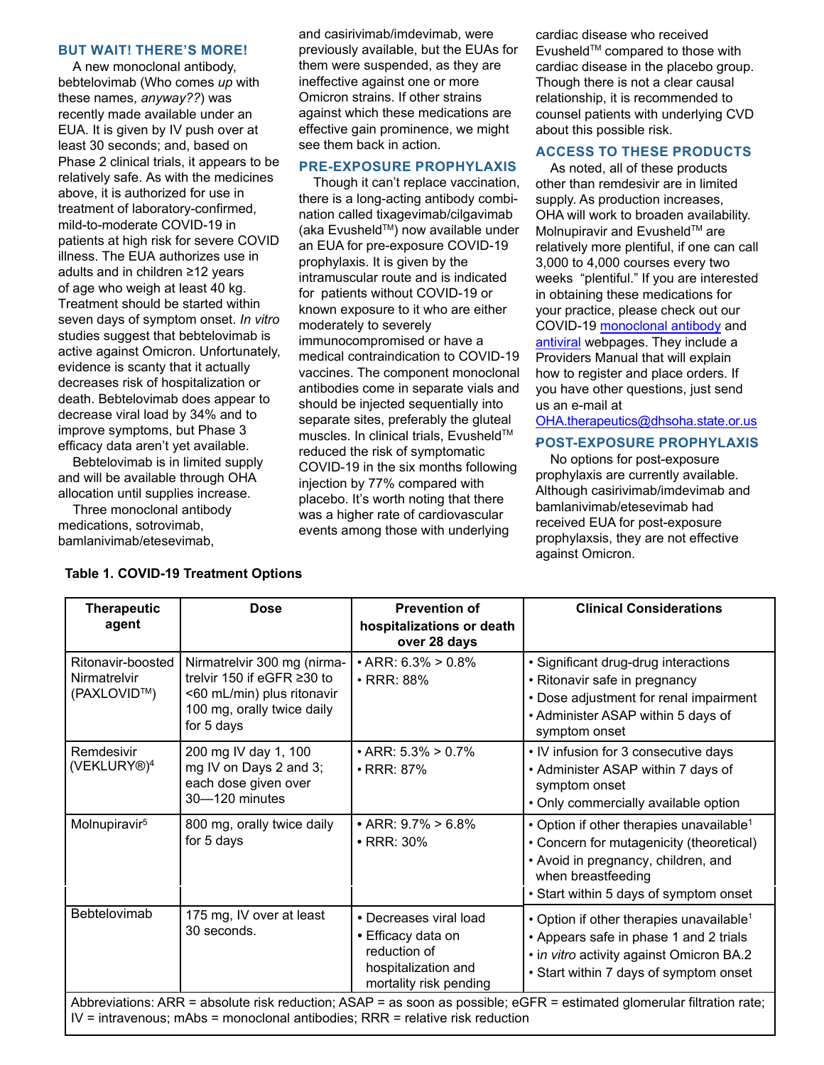### BUT WAIT! THERE'S MORE!

A new monoclonal antibody, bebtelovimab (Who comes *up* with these names, *anyway??*) was recently made available under an EUA. It is given by IV push over at least 30 seconds; and, based on Phase 2 clinical trials, it appears to be relatively safe. As with the medicines above, it is authorized for use in treatment of laboratory-confirmed, mild-to-moderate COVID-19 in patients at high risk for severe COVID illness. The EUA authorizes use in adults and in children ≥12 years of age who weigh at least 40 kg. Treatment should be started within seven days of symptom onset. *In vitro* studies suggest that bebtelovimab is active against Omicron. Unfortunately, evidence is scanty that it actually decreases risk of hospitalization or death. Bebtelovimab does appear to decrease viral load by 34% and to improve symptoms, but Phase 3 efficacy data aren't yet available.

Bebtelovimab is in limited supply and will be available through OHA allocation until supplies increase.

Three monoclonal antibody medications, sotrovimab, bamlanivimab/etesevimab, and casirivimab/imdevimab, were previously available, but the EUAs for them were suspended, as they are ineffective against one or more Omicron strains. If other strains against which these medications are effective gain prominence, we might see them back in action.

### PRE-EXPOSURE PROPHYLAXIS

Though it can't replace vaccination, there is a long-acting antibody combination called tixagevimab/cilgavimab (aka Evusheld™) now available under an EUA for pre-exposure COVID-19 prophylaxis. It is given by the intramuscular route and is indicated for patients without COVID-19 or known exposure to it who are either moderately to severely immunocompromised or have a medical contraindication to COVID-19 vaccines. The component monoclonal antibodies come in separate vials and should be injected sequentially into separate sites, preferably the gluteal muscles. In clinical trials, Evusheld™ reduced the risk of symptomatic COVID-19 in the six months following injection by 77% compared with placebo. It's worth noting that there was a higher rate of cardiovascular events among those with underlying cardiac disease who received Evusheld™ compared to those with cardiac disease in the placebo group. Though there is not a clear causal relationship, it is recommended to counsel patients with underlying CVD about this possible risk.

### ACCESS TO THESE PRODUCTS

As noted, all of these products other than remdesivir are in limited supply. As production increases, OHA will work to broaden availability. Molnupiravir and Evusheld™ are relatively more plentiful, if one can call 3,000 to 4,000 courses every two weeks "plentiful." If you are interested in obtaining these medications for your practice, please check out our COVID-19 monoclonal antibody and antiviral webpages. They include a Providers Manual that will explain how to register and place orders. If you have other questions, just send us an e-mail at OHA.therapeutics@dhsoha.state.or.us

### POST-EXPOSURE PROPHYLAXIS

No options for post-exposure prophylaxis are currently available. Although casirivimab/imdevimab and bamlanivimab/etesevimab had received EUA for post-exposure prophylaxsis, they are not effective against Omicron.

**Table 1. COVID-19 Treatment Options**

| Therapeutic agent | Dose | Prevention of hospitalizations or death over 28 days | Clinical Considerations |
|---|---|---|---|
| Ritonavir-boosted Nirmatrelvir (PAXLOVID™) | Nirmatrelvir 300 mg (nirmatrelvir 150 if eGFR ≥30 to <60 mL/min) plus ritonavir 100 mg, orally twice daily for 5 days | • ARR: 6.3% > 0.8%<br>• RRR: 88% | • Significant drug-drug interactions<br>• Ritonavir safe in pregnancy<br>• Dose adjustment for renal impairment<br>• Administer ASAP within 5 days of symptom onset |
| Remdesivir (VEKLURY®)[4] | 200 mg IV day 1, 100 mg IV on Days 2 and 3; each dose given over 30—120 minutes | • ARR: 5.3% > 0.7%<br>• RRR: 87% | • IV infusion for 3 consecutive days<br>• Administer ASAP within 7 days of symptom onset<br>• Only commercially available option |
| Molnupiravir[5] | 800 mg, orally twice daily for 5 days | • ARR: 9.7% > 6.8%<br>• RRR: 30% | • Option if other therapies unavailable[1]<br>• Concern for mutagenicity (theoretical)<br>• Avoid in pregnancy, children, and when breastfeeding<br>• Start within 5 days of symptom onset |
| Bebtelovimab | 175 mg, IV over at least 30 seconds. | • Decreases viral load<br>• Efficacy data on reduction of hospitalization and mortality risk pending | • Option if other therapies unavailable[1]<br>• Appears safe in phase 1 and 2 trials<br>• *in vitro* activity against Omicron BA.2<br>• Start within 7 days of symptom onset |

Abbreviations: ARR = absolute risk reduction; ASAP = as soon as possible; eGFR = estimated glomerular filtration rate; IV = intravenous; mAbs = monoclonal antibodies; RRR = relative risk reduction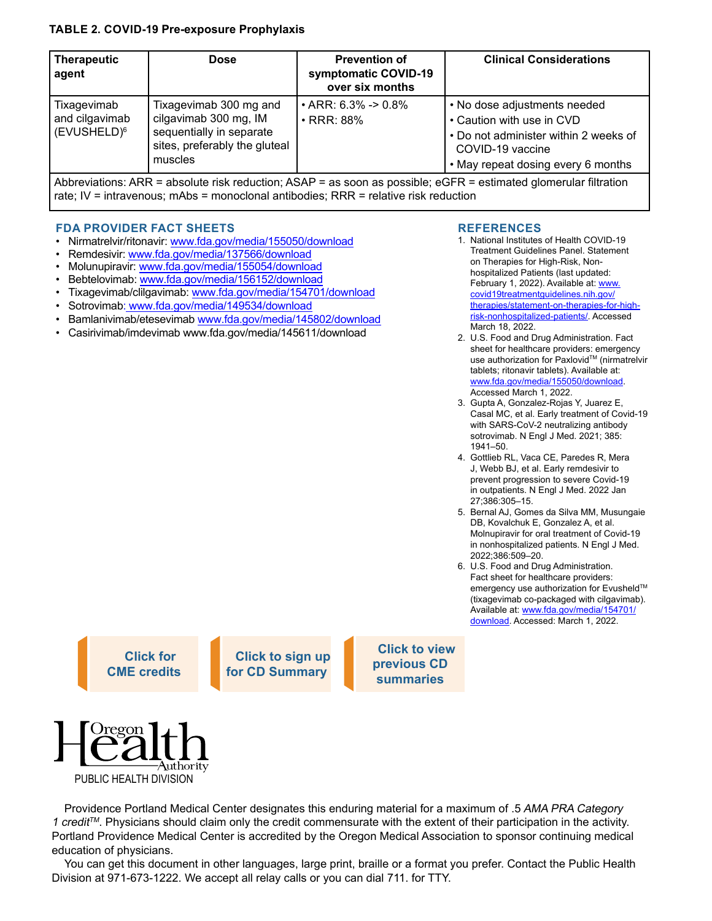**TABLE 2. COVID-19 Pre-exposure Prophylaxis**

| Therapeutic agent | Dose | Prevention of symptomatic COVID-19 over six months | Clinical Considerations |
|---|---|---|---|
| Tixagevimab and cilgavimab (EVUSHELD)[6] | Tixagevimab 300 mg and cilgavimab 300 mg, IM sequentially in separate sites, preferably the gluteal muscles | • ARR: 6.3% -> 0.8%<br>• RRR: 88% | • No dose adjustments needed<br>• Caution with use in CVD<br>• Do not administer within 2 weeks of COVID-19 vaccine<br>• May repeat dosing every 6 months |

Abbreviations: ARR = absolute risk reduction; ASAP = as soon as possible; eGFR = estimated glomerular filtration rate; IV = intravenous; mAbs = monoclonal antibodies; RRR = relative risk reduction

## FDA PROVIDER FACT SHEETS

- Nirmatrelvir/ritonavir: www.fda.gov/media/155050/download
- Remdesivir: www.fda.gov/media/137566/download
- Molunupiravir: www.fda.gov/media/155054/download
- Bebtelovimab: www.fda.gov/media/156152/download
- Tixagevimab/clilgavimab: www.fda.gov/media/154701/download
- Sotrovimab: www.fda.gov/media/149534/download
- Bamlanivimab/etesevimab www.fda.gov/media/145802/download
- Casirivimab/imdevimab www.fda.gov/media/145611/download

## REFERENCES

1. National Institutes of Health COVID-19 Treatment Guidelines Panel. Statement on Therapies for High-Risk, Non-hospitalized Patients (last updated: February 1, 2022). Available at: www.covid19treatmentguidelines.nih.gov/therapies/statement-on-therapies-for-high-risk-nonhospitalized-patients/. Accessed March 18, 2022.
2. U.S. Food and Drug Administration. Fact sheet for healthcare providers: emergency use authorization for Paxlovid™ (nirmatrelvir tablets; ritonavir tablets). Available at: www.fda.gov/media/155050/download. Accessed March 1, 2022.
3. Gupta A, Gonzalez-Rojas Y, Juarez E, Casal MC, et al. Early treatment of Covid-19 with SARS-CoV-2 neutralizing antibody sotrovimab. N Engl J Med. 2021; 385: 1941–50.
4. Gottlieb RL, Vaca CE, Paredes R, Mera J, Webb BJ, et al. Early remdesivir to prevent progression to severe Covid-19 in outpatients. N Engl J Med. 2022 Jan 27;386:305–15.
5. Bernal AJ, Gomes da Silva MM, Musungaie DB, Kovalchuk E, Gonzalez A, et al. Molnupiravir for oral treatment of Covid-19 in nonhospitalized patients. N Engl J Med. 2022;386:509–20.
6. U.S. Food and Drug Administration. Fact sheet for healthcare providers: emergency use authorization for Evusheld™ (tixagevimab co-packaged with cilgavimab). Available at: www.fda.gov/media/154701/download. Accessed: March 1, 2022.

**Click for CME credits**

**Click to sign up for CD Summary**

**Click to view previous CD summaries**

Oregon Health Authority
PUBLIC HEALTH DIVISION

Providence Portland Medical Center designates this enduring material for a maximum of .5 *AMA PRA Category 1 credit™*. Physicians should claim only the credit commensurate with the extent of their participation in the activity. Portland Providence Medical Center is accredited by the Oregon Medical Association to sponsor continuing medical education of physicians.

You can get this document in other languages, large print, braille or a format you prefer. Contact the Public Health Division at 971-673-1222. We accept all relay calls or you can dial 711. for TTY.